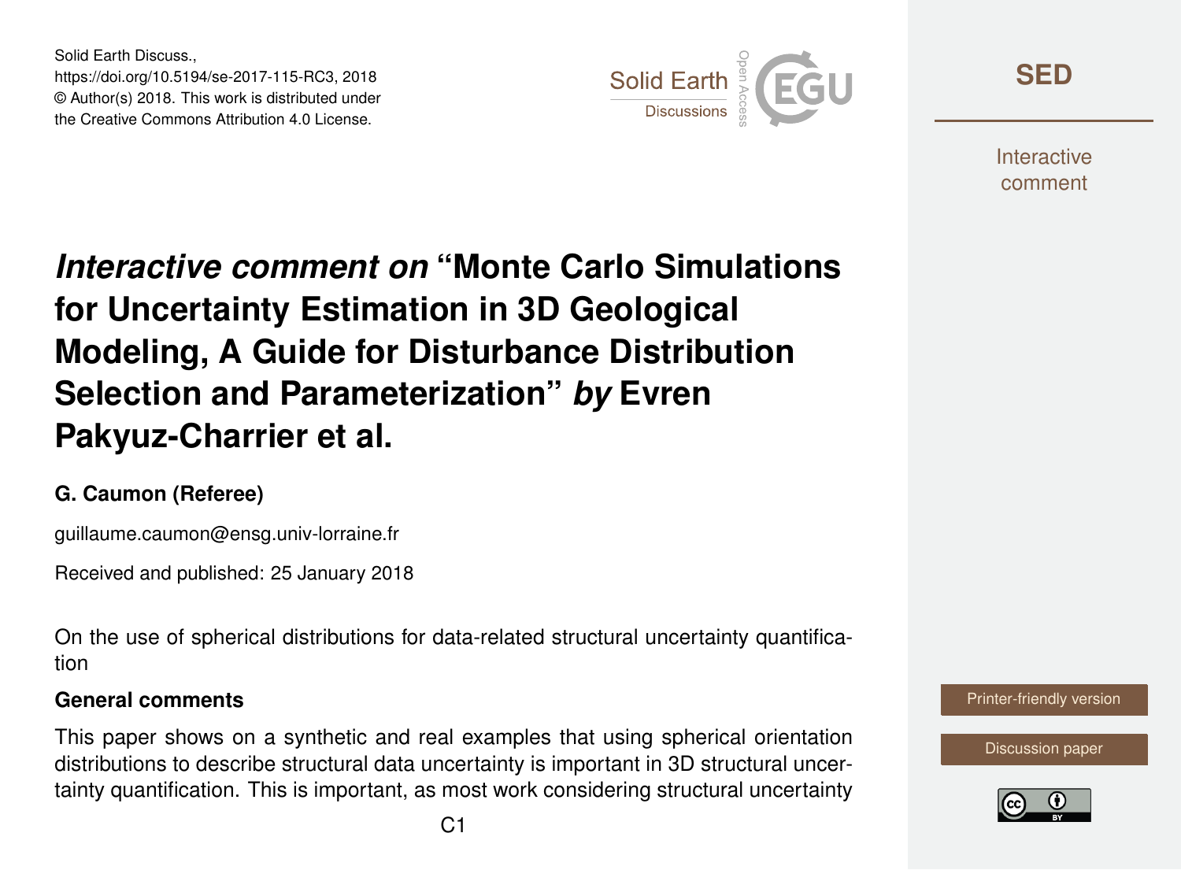Solid Earth Discuss.,
https://doi.org/10.5194/se-2017-115-RC3, 2018
© Author(s) 2018. This work is distributed under
the Creative Commons Attribution 4.0 License.

# *Interactive comment on* "Monte Carlo Simulations for Uncertainty Estimation in 3D Geological Modeling, A Guide for Disturbance Distribution Selection and Parameterization" *by* Evren Pakyuz-Charrier et al.

### G. Caumon (Referee)

guillaume.caumon@ensg.univ-lorraine.fr

Received and published: 25 January 2018

On the use of spherical distributions for data-related structural uncertainty quantification

### General comments

This paper shows on a synthetic and real examples that using spherical orientation distributions to describe structural data uncertainty is important in 3D structural uncertainty quantification. This is important, as most work considering structural uncertainty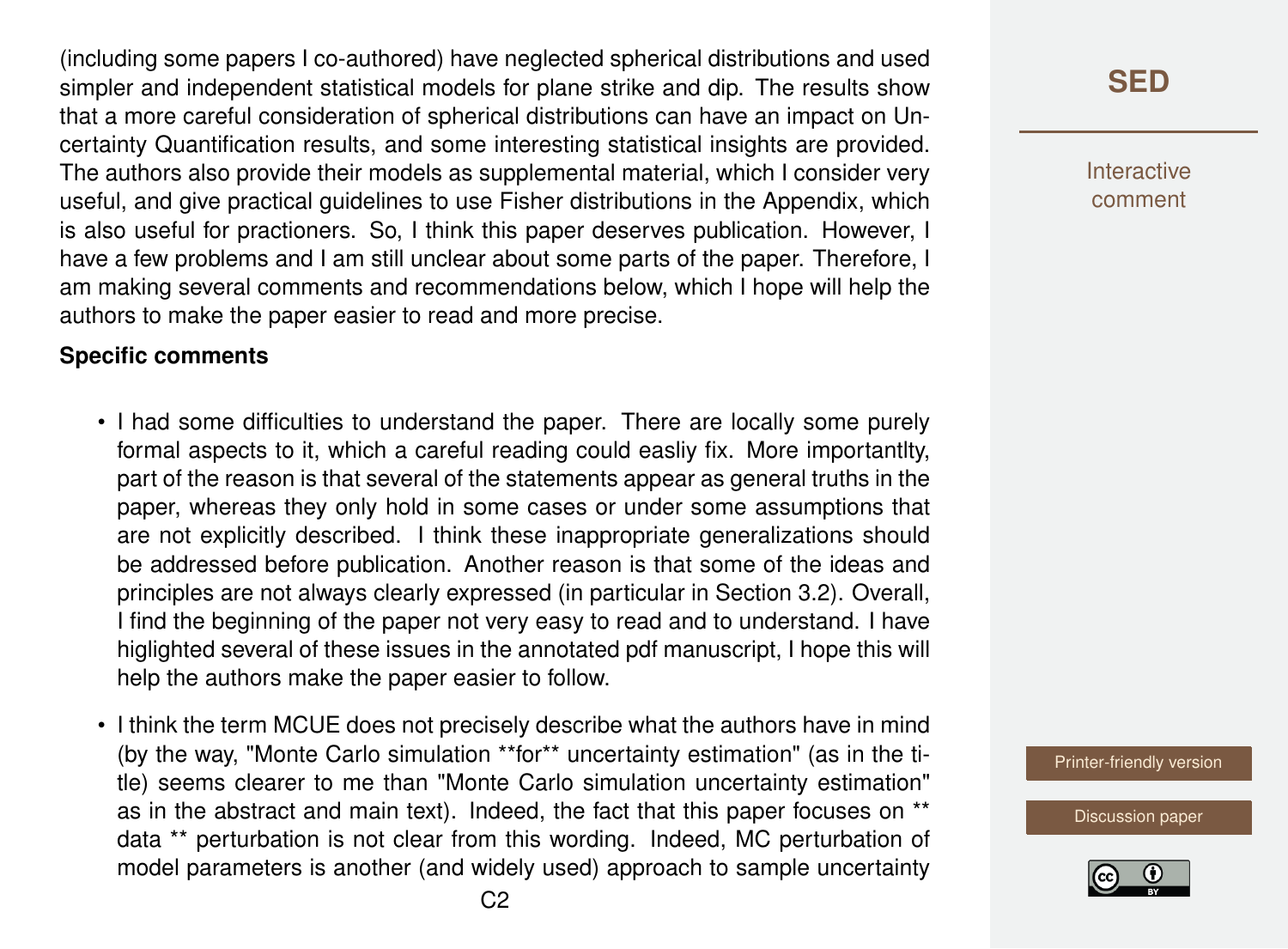(including some papers I co-authored) have neglected spherical distributions and used simpler and independent statistical models for plane strike and dip. The results show that a more careful consideration of spherical distributions can have an impact on Uncertainty Quantification results, and some interesting statistical insights are provided. The authors also provide their models as supplemental material, which I consider very useful, and give practical guidelines to use Fisher distributions in the Appendix, which is also useful for practioners. So, I think this paper deserves publication. However, I have a few problems and I am still unclear about some parts of the paper. Therefore, I am making several comments and recommendations below, which I hope will help the authors to make the paper easier to read and more precise.

**Specific comments**

- I had some difficulties to understand the paper. There are locally some purely formal aspects to it, which a careful reading could easliy fix. More importantlty, part of the reason is that several of the statements appear as general truths in the paper, whereas they only hold in some cases or under some assumptions that are not explicitly described. I think these inappropriate generalizations should be addressed before publication. Another reason is that some of the ideas and principles are not always clearly expressed (in particular in Section 3.2). Overall, I find the beginning of the paper not very easy to read and to understand. I have higlighted several of these issues in the annotated pdf manuscript, I hope this will help the authors make the paper easier to follow.
- I think the term MCUE does not precisely describe what the authors have in mind (by the way, "Monte Carlo simulation **for** uncertainty estimation" (as in the title) seems clearer to me than "Monte Carlo simulation uncertainty estimation" as in the abstract and main text). Indeed, the fact that this paper focuses on ** data ** perturbation is not clear from this wording. Indeed, MC perturbation of model parameters is another (and widely used) approach to sample uncertainty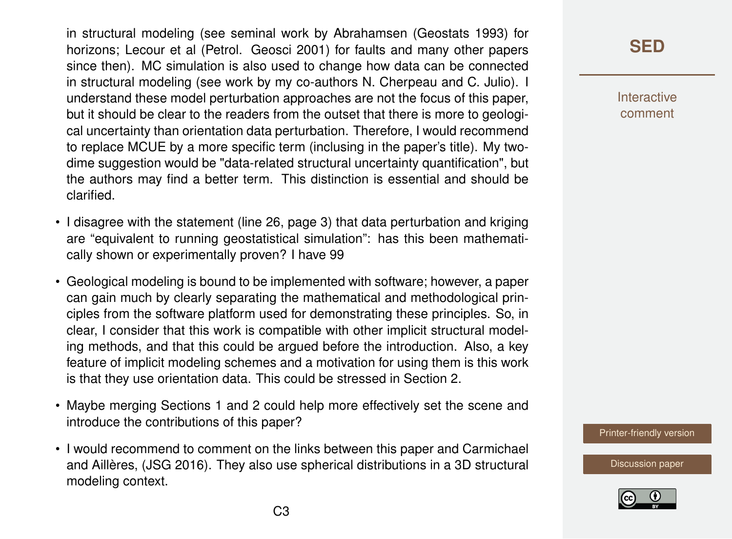in structural modeling (see seminal work by Abrahamsen (Geostats 1993) for horizons; Lecour et al (Petrol. Geosci 2001) for faults and many other papers since then). MC simulation is also used to change how data can be connected in structural modeling (see work by my co-authors N. Cherpeau and C. Julio). I understand these model perturbation approaches are not the focus of this paper, but it should be clear to the readers from the outset that there is more to geological uncertainty than orientation data perturbation. Therefore, I would recommend to replace MCUE by a more specific term (inclusing in the paper's title). My two-dime suggestion would be "data-related structural uncertainty quantification", but the authors may find a better term. This distinction is essential and should be clarified.

- I disagree with the statement (line 26, page 3) that data perturbation and kriging are "equivalent to running geostatistical simulation": has this been mathematically shown or experimentally proven? I have 99
- Geological modeling is bound to be implemented with software; however, a paper can gain much by clearly separating the mathematical and methodological principles from the software platform used for demonstrating these principles. So, in clear, I consider that this work is compatible with other implicit structural modeling methods, and that this could be argued before the introduction. Also, a key feature of implicit modeling schemes and a motivation for using them is this work is that they use orientation data. This could be stressed in Section 2.
- Maybe merging Sections 1 and 2 could help more effectively set the scene and introduce the contributions of this paper?
- I would recommend to comment on the links between this paper and Carmichael and Aillères, (JSG 2016). They also use spherical distributions in a 3D structural modeling context.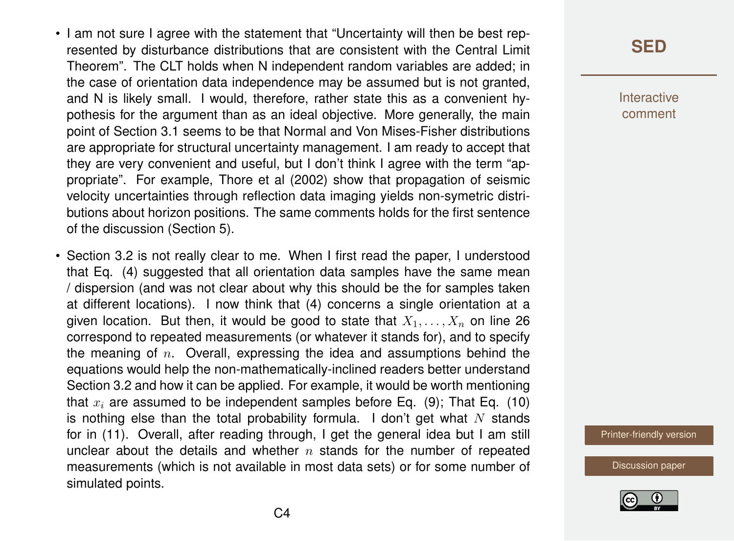- I am not sure I agree with the statement that "Uncertainty will then be best represented by disturbance distributions that are consistent with the Central Limit Theorem". The CLT holds when N independent random variables are added; in the case of orientation data independence may be assumed but is not granted, and N is likely small. I would, therefore, rather state this as a convenient hypothesis for the argument than as an ideal objective. More generally, the main point of Section 3.1 seems to be that Normal and Von Mises-Fisher distributions are appropriate for structural uncertainty management. I am ready to accept that they are very convenient and useful, but I don't think I agree with the term "appropriate". For example, Thore et al (2002) show that propagation of seismic velocity uncertainties through reflection data imaging yields non-symetric distributions about horizon positions. The same comments holds for the first sentence of the discussion (Section 5).

- Section 3.2 is not really clear to me. When I first read the paper, I understood that Eq. (4) suggested that all orientation data samples have the same mean / dispersion (and was not clear about why this should be the for samples taken at different locations). I now think that (4) concerns a single orientation at a given location. But then, it would be good to state that $X_1, \ldots, X_n$ on line 26 correspond to repeated measurements (or whatever it stands for), and to specify the meaning of $n$. Overall, expressing the idea and assumptions behind the equations would help the non-mathematically-inclined readers better understand Section 3.2 and how it can be applied. For example, it would be worth mentioning that $x_i$ are assumed to be independent samples before Eq. (9); That Eq. (10) is nothing else than the total probability formula. I don't get what $N$ stands for in (11). Overall, after reading through, I get the general idea but I am still unclear about the details and whether $n$ stands for the number of repeated measurements (which is not available in most data sets) or for some number of simulated points.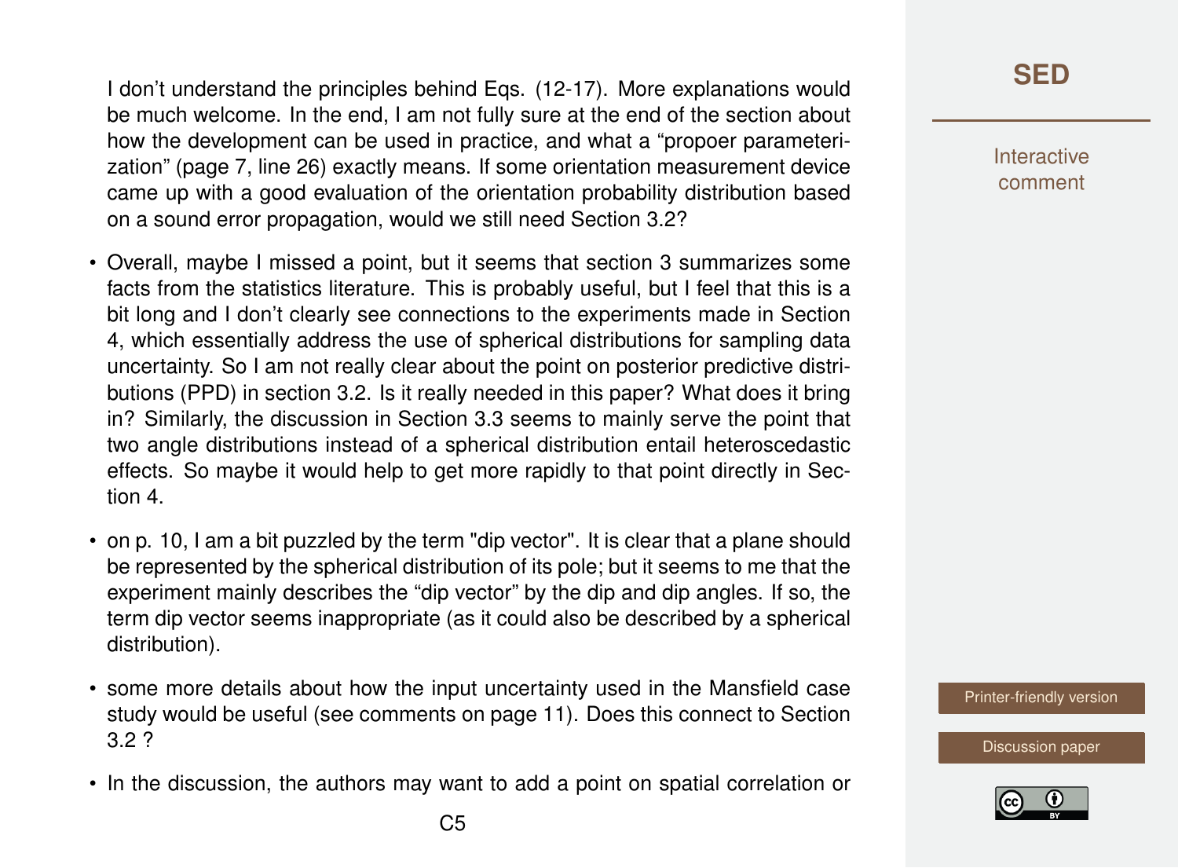I don't understand the principles behind Eqs. (12-17). More explanations would be much welcome. In the end, I am not fully sure at the end of the section about how the development can be used in practice, and what a "propoer parameterization" (page 7, line 26) exactly means. If some orientation measurement device came up with a good evaluation of the orientation probability distribution based on a sound error propagation, would we still need Section 3.2?

- Overall, maybe I missed a point, but it seems that section 3 summarizes some facts from the statistics literature. This is probably useful, but I feel that this is a bit long and I don't clearly see connections to the experiments made in Section 4, which essentially address the use of spherical distributions for sampling data uncertainty. So I am not really clear about the point on posterior predictive distributions (PPD) in section 3.2. Is it really needed in this paper? What does it bring in? Similarly, the discussion in Section 3.3 seems to mainly serve the point that two angle distributions instead of a spherical distribution entail heteroscedastic effects. So maybe it would help to get more rapidly to that point directly in Section 4.
- on p. 10, I am a bit puzzled by the term "dip vector". It is clear that a plane should be represented by the spherical distribution of its pole; but it seems to me that the experiment mainly describes the "dip vector" by the dip and dip angles. If so, the term dip vector seems inappropriate (as it could also be described by a spherical distribution).
- some more details about how the input uncertainty used in the Mansfield case study would be useful (see comments on page 11). Does this connect to Section 3.2 ?
- In the discussion, the authors may want to add a point on spatial correlation or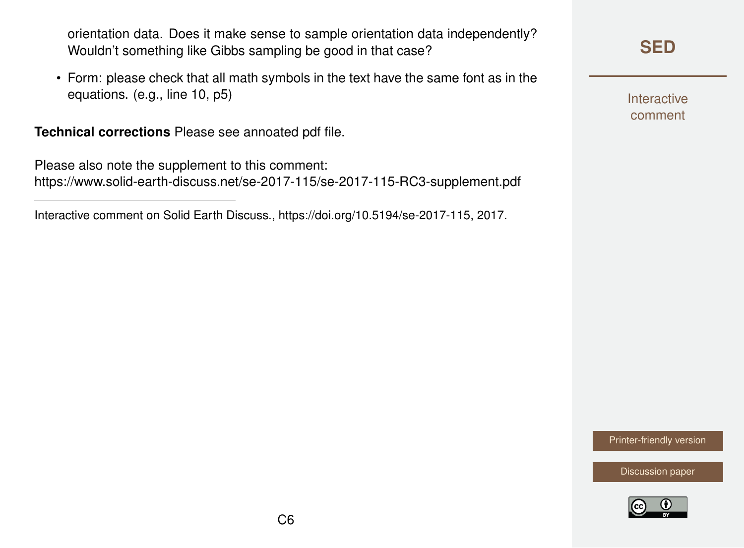orientation data. Does it make sense to sample orientation data independently? Wouldn't something like Gibbs sampling be good in that case?

- Form: please check that all math symbols in the text have the same font as in the equations. (e.g., line 10, p5)

**Technical corrections** Please see annoated pdf file.

Please also note the supplement to this comment:
https://www.solid-earth-discuss.net/se-2017-115/se-2017-115-RC3-supplement.pdf

---

Interactive comment on Solid Earth Discuss., https://doi.org/10.5194/se-2017-115, 2017.